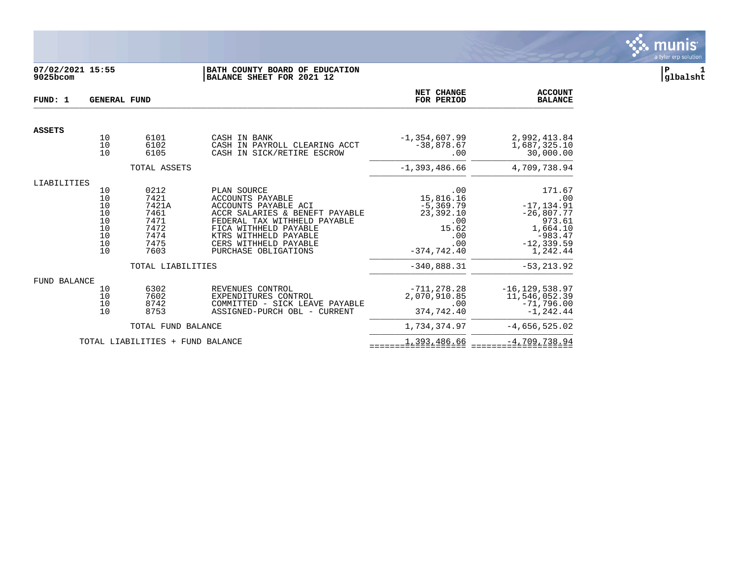07/02/2021 15:55
9025bcom

**BATH COUNTY BOARD OF EDUCATION**
**BALANCE SHEET FOR 2021 12**

P 1
glbalsht

**FUND: 1 GENERAL FUND**

| | | | | NET CHANGE FOR PERIOD | ACCOUNT BALANCE |
|---|---|---|---|---|---|
| **ASSETS** | | | | | |
| | 10 | 6101 | CASH IN BANK | -1,354,607.99 | 2,992,413.84 |
| | 10 | 6102 | CASH IN PAYROLL CLEARING ACCT | -38,878.67 | 1,687,325.10 |
| | 10 | 6105 | CASH IN SICK/RETIRE ESCROW | .00 | 30,000.00 |
| | | TOTAL ASSETS | | -1,393,486.66 | 4,709,738.94 |
| LIABILITIES | | | | | |
| | 10 | 0212 | PLAN SOURCE | .00 | 171.67 |
| | 10 | 7421 | ACCOUNTS PAYABLE | 15,816.16 | .00 |
| | 10 | 7421A | ACCOUNTS PAYABLE ACI | -5,369.79 | -17,134.91 |
| | 10 | 7461 | ACCR SALARIES & BENEFT PAYABLE | 23,392.10 | -26,807.77 |
| | 10 | 7471 | FEDERAL TAX WITHHELD PAYABLE | .00 | 973.61 |
| | 10 | 7472 | FICA WITHHELD PAYABLE | 15.62 | 1,664.10 |
| | 10 | 7474 | KTRS WITHHELD PAYABLE | .00 | -983.47 |
| | 10 | 7475 | CERS WITHHELD PAYABLE | .00 | -12,339.59 |
| | 10 | 7603 | PURCHASE OBLIGATIONS | -374,742.40 | 1,242.44 |
| | | TOTAL LIABILITIES | | -340,888.31 | -53,213.92 |
| FUND BALANCE | | | | | |
| | 10 | 6302 | REVENUES CONTROL | -711,278.28 | -16,129,538.97 |
| | 10 | 7602 | EXPENDITURES CONTROL | 2,070,910.85 | 11,546,052.39 |
| | 10 | 8742 | COMMITTED - SICK LEAVE PAYABLE | .00 | -71,796.00 |
| | 10 | 8753 | ASSIGNED-PURCH OBL - CURRENT | 374,742.40 | -1,242.44 |
| | | TOTAL FUND BALANCE | | 1,734,374.97 | -4,656,525.02 |
| | TOTAL LIABILITIES + FUND BALANCE | | | 1,393,486.66 | -4,709,738.94 |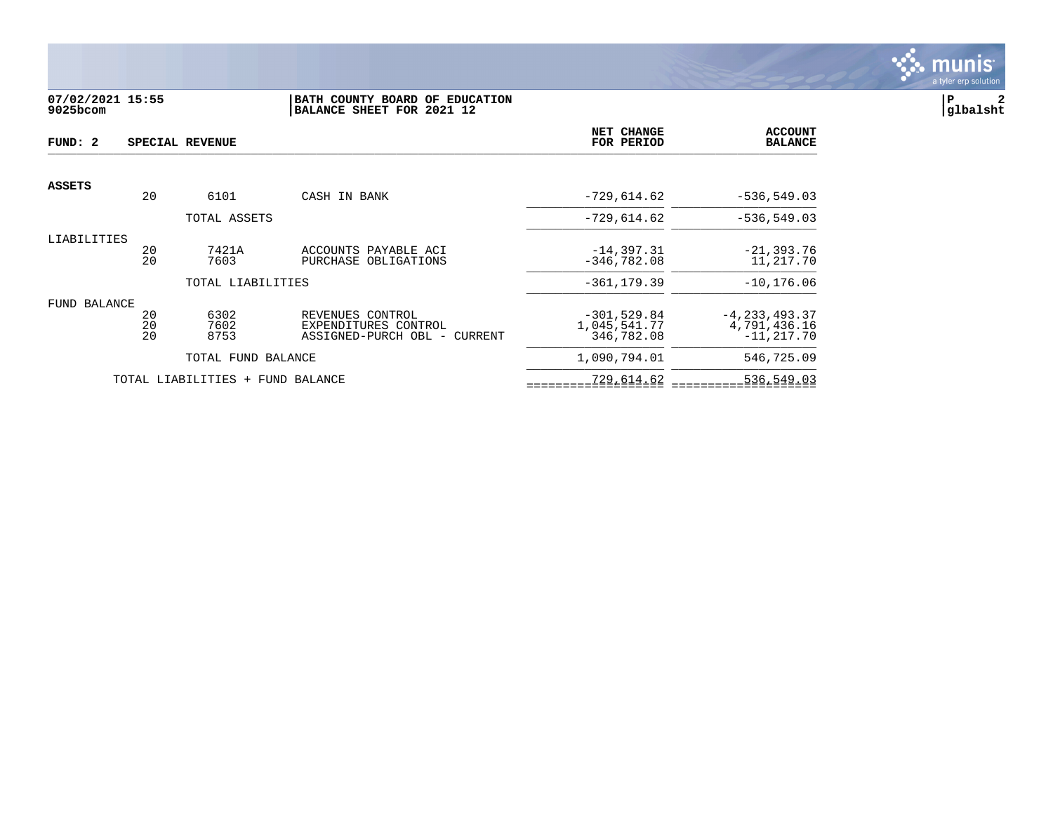**07/02/2021 15:55**
**9025bcom**

**BATH COUNTY BOARD OF EDUCATION**
**BALANCE SHEET FOR 2021 12**

**FUND: 2 SPECIAL REVENUE**

| | | | | NET CHANGE FOR PERIOD | ACCOUNT BALANCE |
|---|---|---|---|---|---|
| **ASSETS** | | | | | |
| | 20 | 6101 | CASH IN BANK | -729,614.62 | -536,549.03 |
| | | TOTAL ASSETS | | -729,614.62 | -536,549.03 |
| LIABILITIES | | | | | |
| | 20 | 7421A | ACCOUNTS PAYABLE ACI | -14,397.31 | -21,393.76 |
| | 20 | 7603 | PURCHASE OBLIGATIONS | -346,782.08 | 11,217.70 |
| | | TOTAL LIABILITIES | | -361,179.39 | -10,176.06 |
| FUND BALANCE | | | | | |
| | 20 | 6302 | REVENUES CONTROL | -301,529.84 | -4,233,493.37 |
| | 20 | 7602 | EXPENDITURES CONTROL | 1,045,541.77 | 4,791,436.16 |
| | 20 | 8753 | ASSIGNED-PURCH OBL - CURRENT | 346,782.08 | -11,217.70 |
| | | TOTAL FUND BALANCE | | 1,090,794.01 | 546,725.09 |
| | TOTAL LIABILITIES + FUND BALANCE | | | 729,614.62 | 536,549.03 |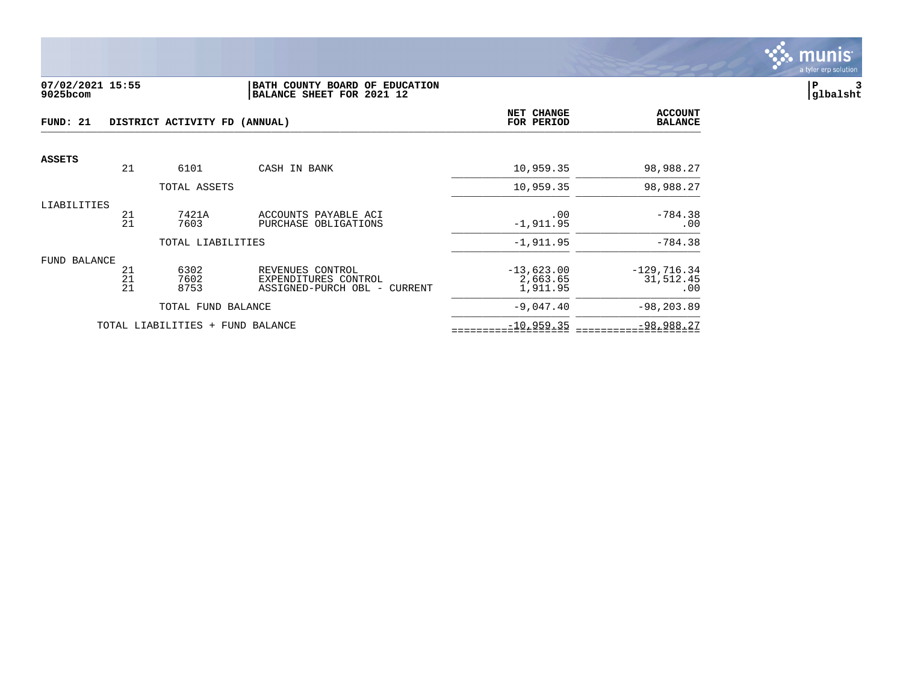07/02/2021 15:55
9025bcom

BATH COUNTY BOARD OF EDUCATION
BALANCE SHEET FOR 2021 12

glbalsht

**FUND: 21 DISTRICT ACTIVITY FD (ANNUAL)**

| | | | | NET CHANGE FOR PERIOD | ACCOUNT BALANCE |
|---|---|---|---|---|---|
| **ASSETS** | | | | | |
| | 21 | 6101 | CASH IN BANK | 10,959.35 | 98,988.27 |
| | | TOTAL ASSETS | | 10,959.35 | 98,988.27 |
| LIABILITIES | | | | | |
| | 21 | 7421A | ACCOUNTS PAYABLE ACI | .00 | -784.38 |
| | 21 | 7603 | PURCHASE OBLIGATIONS | -1,911.95 | .00 |
| | | TOTAL LIABILITIES | | -1,911.95 | -784.38 |
| FUND BALANCE | | | | | |
| | 21 | 6302 | REVENUES CONTROL | -13,623.00 | -129,716.34 |
| | 21 | 7602 | EXPENDITURES CONTROL | 2,663.65 | 31,512.45 |
| | 21 | 8753 | ASSIGNED-PURCH OBL - CURRENT | 1,911.95 | .00 |
| | | TOTAL FUND BALANCE | | -9,047.40 | -98,203.89 |
| | TOTAL LIABILITIES + FUND BALANCE | | | -10,959.35 | -98,988.27 |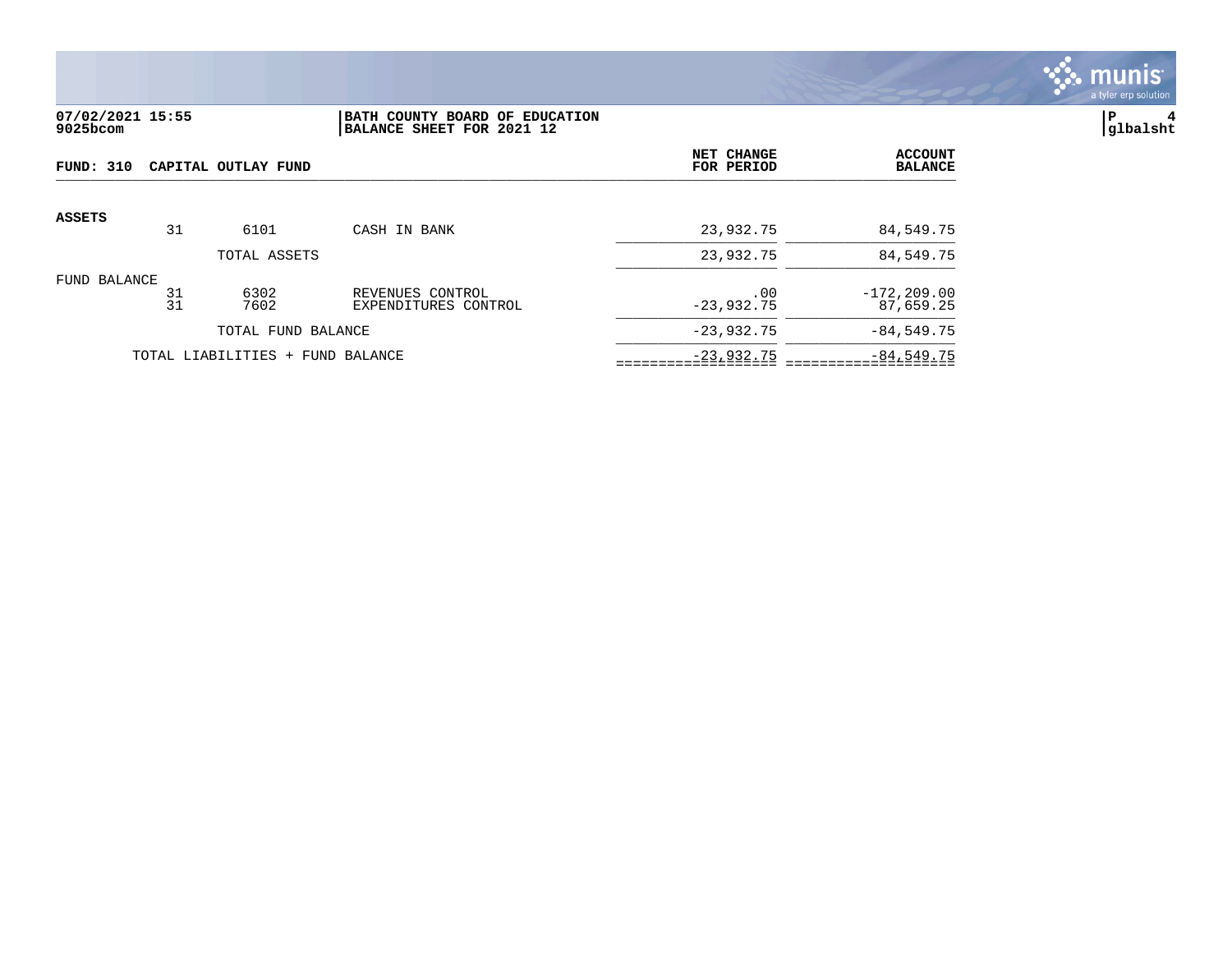07/02/2021 15:55
9025bcom

BATH COUNTY BOARD OF EDUCATION
BALANCE SHEET FOR 2021 12

glbalsht

| FUND: 310 CAPITAL OUTLAY FUND | | | | NET CHANGE FOR PERIOD | ACCOUNT BALANCE |
|---|---|---|---|---|---|
| **ASSETS** | | | | | |
| | 31 | 6101 | CASH IN BANK | 23,932.75 | 84,549.75 |
| | | TOTAL ASSETS | | 23,932.75 | 84,549.75 |
| FUND BALANCE | | | | | |
| | 31 | 6302 | REVENUES CONTROL | .00 | -172,209.00 |
| | 31 | 7602 | EXPENDITURES CONTROL | -23,932.75 | 87,659.25 |
| | | TOTAL FUND BALANCE | | -23,932.75 | -84,549.75 |
| | TOTAL LIABILITIES + FUND BALANCE | | | -23,932.75 | -84,549.75 |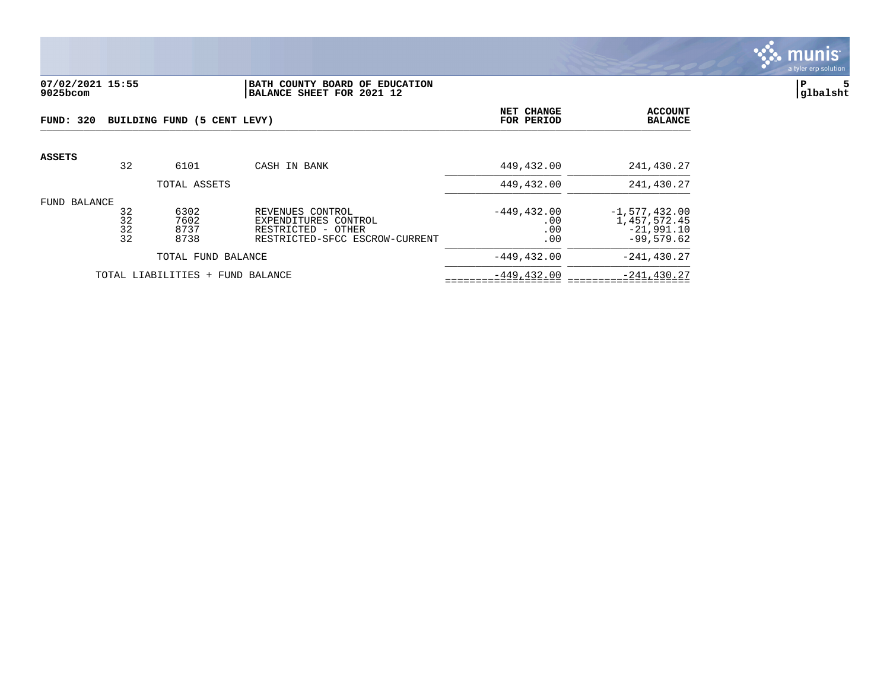**07/02/2021 15:55**
**9025bcom**

**BATH COUNTY BOARD OF EDUCATION**
**BALANCE SHEET FOR 2021 12**

**P 5**
**glbalsht**

**FUND: 320 BUILDING FUND (5 CENT LEVY)**

| | | | | NET CHANGE FOR PERIOD | ACCOUNT BALANCE |
|---|---|---|---|---|---|
| **ASSETS** | | | | | |
| | 32 | 6101 | CASH IN BANK | 449,432.00 | 241,430.27 |
| | | TOTAL ASSETS | | 449,432.00 | 241,430.27 |
| FUND BALANCE | | | | | |
| | 32 | 6302 | REVENUES CONTROL | -449,432.00 | -1,577,432.00 |
| | 32 | 7602 | EXPENDITURES CONTROL | .00 | 1,457,572.45 |
| | 32 | 8737 | RESTRICTED - OTHER | .00 | -21,991.10 |
| | 32 | 8738 | RESTRICTED-SFCC ESCROW-CURRENT | .00 | -99,579.62 |
| | | TOTAL FUND BALANCE | | -449,432.00 | -241,430.27 |
| | TOTAL LIABILITIES + FUND BALANCE | | | -449,432.00 | -241,430.27 |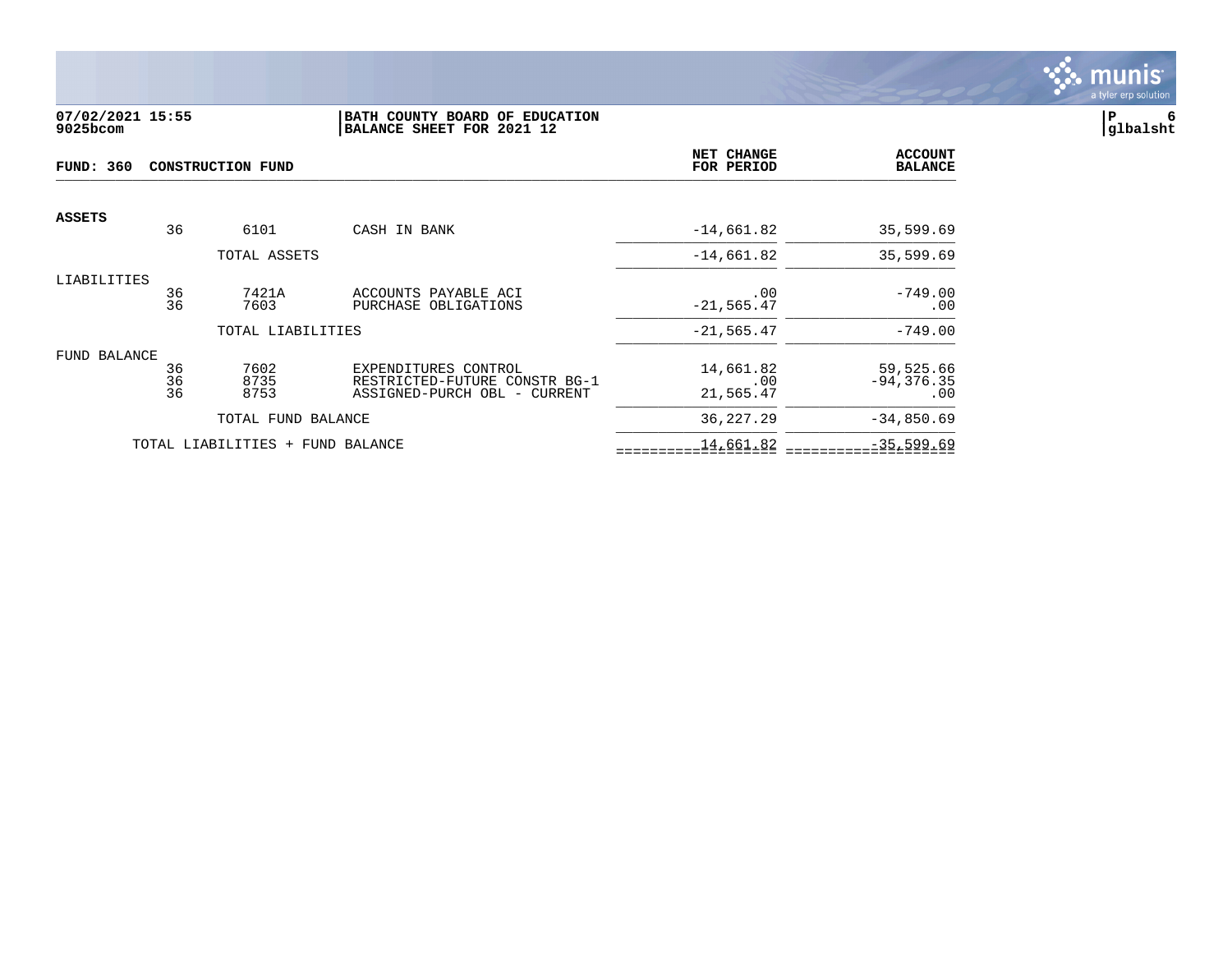**07/02/2021 15:55** | **BATH COUNTY BOARD OF EDUCATION**
**9025bcom** | **BALANCE SHEET FOR 2021 12**

glbalsht

| FUND: 360 CONSTRUCTION FUND | | | | NET CHANGE FOR PERIOD | ACCOUNT BALANCE |
|---|---|---|---|---|---|
| **ASSETS** | | | | | |
| | 36 | 6101 | CASH IN BANK | -14,661.82 | 35,599.69 |
| | | TOTAL ASSETS | | -14,661.82 | 35,599.69 |
| LIABILITIES | | | | | |
| | 36 | 7421A | ACCOUNTS PAYABLE ACI | .00 | -749.00 |
| | 36 | 7603 | PURCHASE OBLIGATIONS | -21,565.47 | .00 |
| | | TOTAL LIABILITIES | | -21,565.47 | -749.00 |
| FUND BALANCE | | | | | |
| | 36 | 7602 | EXPENDITURES CONTROL | 14,661.82 | 59,525.66 |
| | 36 | 8735 | RESTRICTED-FUTURE CONSTR BG-1 | .00 | -94,376.35 |
| | 36 | 8753 | ASSIGNED-PURCH OBL - CURRENT | 21,565.47 | .00 |
| | | TOTAL FUND BALANCE | | 36,227.29 | -34,850.69 |
| | TOTAL LIABILITIES + FUND BALANCE | | | 14,661.82 | -35,599.69 |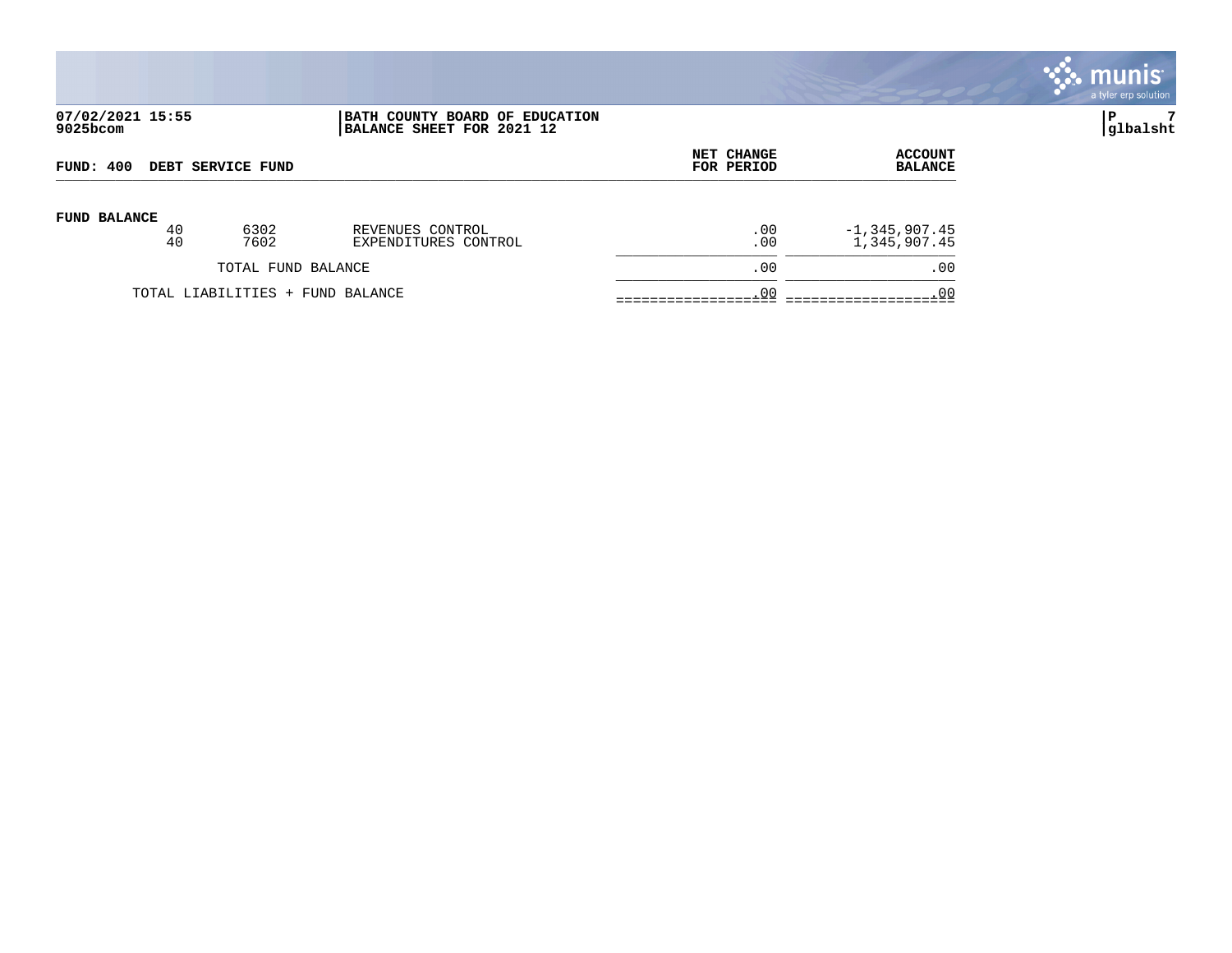**07/02/2021 15:55** | **BATH COUNTY BOARD OF EDUCATION**
**9025bcom** | **BALANCE SHEET FOR 2021 12**

**FUND: 400 DEBT SERVICE FUND**

| | | | | NET CHANGE FOR PERIOD | ACCOUNT BALANCE |
|---|---|---|---|---|---|
| **FUND BALANCE** | | | | | |
| | 40 | 6302 | REVENUES CONTROL | .00 | -1,345,907.45 |
| | 40 | 7602 | EXPENDITURES CONTROL | .00 | 1,345,907.45 |
| | | TOTAL FUND BALANCE | | .00 | .00 |
| | TOTAL LIABILITIES + FUND BALANCE | | | .00 | .00 |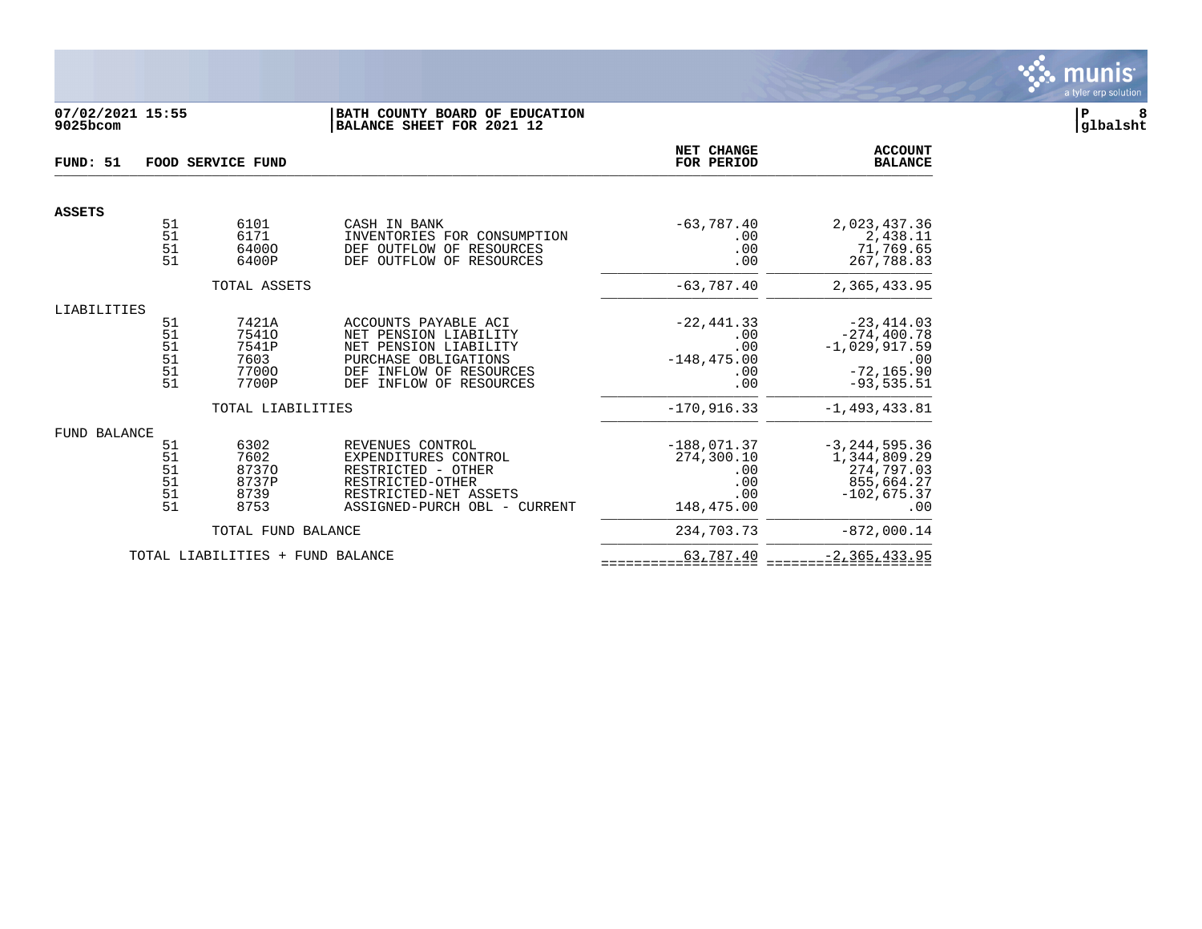**07/02/2021 15:55** — **BATH COUNTY BOARD OF EDUCATION**
**9025bcom** — **BALANCE SHEET FOR 2021 12**

glbalsht

## FUND: 51 FOOD SERVICE FUND

| | Fund | Account | Description | NET CHANGE FOR PERIOD | ACCOUNT BALANCE |
|---|---|---|---|---|---|
| **ASSETS** | | | | | |
| | 51 | 6101 | CASH IN BANK | -63,787.40 | 2,023,437.36 |
| | 51 | 6171 | INVENTORIES FOR CONSUMPTION | .00 | 2,438.11 |
| | 51 | 6400O | DEF OUTFLOW OF RESOURCES | .00 | 71,769.65 |
| | 51 | 6400P | DEF OUTFLOW OF RESOURCES | .00 | 267,788.83 |
| | | TOTAL ASSETS | | -63,787.40 | 2,365,433.95 |
| LIABILITIES | | | | | |
| | 51 | 7421A | ACCOUNTS PAYABLE ACI | -22,441.33 | -23,414.03 |
| | 51 | 7541O | NET PENSION LIABILITY | .00 | -274,400.78 |
| | 51 | 7541P | NET PENSION LIABILITY | .00 | -1,029,917.59 |
| | 51 | 7603 | PURCHASE OBLIGATIONS | -148,475.00 | .00 |
| | 51 | 7700O | DEF INFLOW OF RESOURCES | .00 | -72,165.90 |
| | 51 | 7700P | DEF INFLOW OF RESOURCES | .00 | -93,535.51 |
| | | TOTAL LIABILITIES | | -170,916.33 | -1,493,433.81 |
| FUND BALANCE | | | | | |
| | 51 | 6302 | REVENUES CONTROL | -188,071.37 | -3,244,595.36 |
| | 51 | 7602 | EXPENDITURES CONTROL | 274,300.10 | 1,344,809.29 |
| | 51 | 8737O | RESTRICTED - OTHER | .00 | 274,797.03 |
| | 51 | 8737P | RESTRICTED-OTHER | .00 | 855,664.27 |
| | 51 | 8739 | RESTRICTED-NET ASSETS | .00 | -102,675.37 |
| | 51 | 8753 | ASSIGNED-PURCH OBL - CURRENT | 148,475.00 | .00 |
| | | TOTAL FUND BALANCE | | 234,703.73 | -872,000.14 |
| | TOTAL LIABILITIES + FUND BALANCE | | | 63,787.40 | -2,365,433.95 |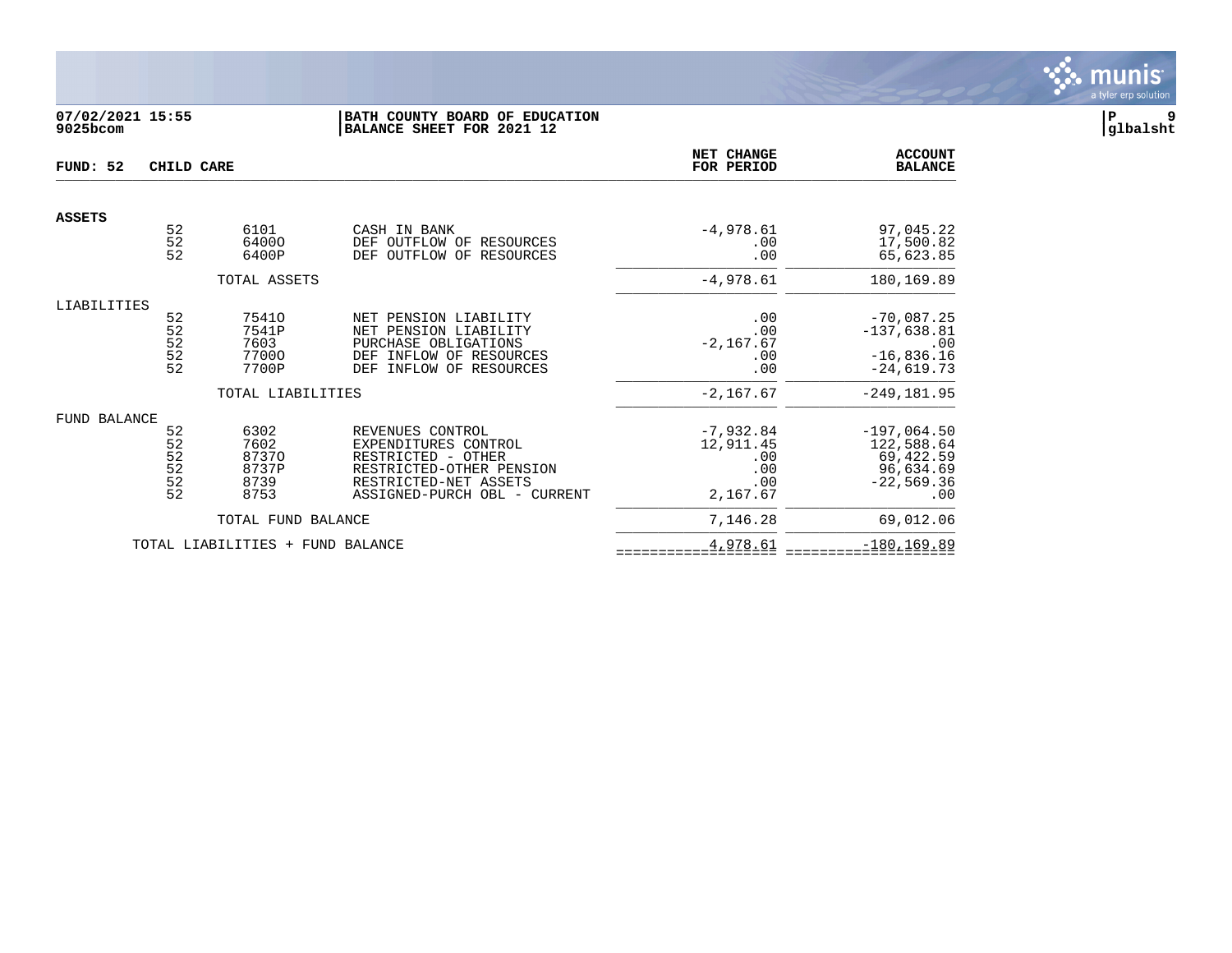**07/02/2021 15:55**
**9025bcom**

**BATH COUNTY BOARD OF EDUCATION**
**BALANCE SHEET FOR 2021 12**

**glbalsht**

| FUND: 52 CHILD CARE | | | | NET CHANGE FOR PERIOD | ACCOUNT BALANCE |
|---|---|---|---|---|---|
| **ASSETS** | | | | | |
| | 52 | 6101 | CASH IN BANK | -4,978.61 | 97,045.22 |
| | 52 | 6400O | DEF OUTFLOW OF RESOURCES | .00 | 17,500.82 |
| | 52 | 6400P | DEF OUTFLOW OF RESOURCES | .00 | 65,623.85 |
| | | TOTAL ASSETS | | -4,978.61 | 180,169.89 |
| LIABILITIES | | | | | |
| | 52 | 7541O | NET PENSION LIABILITY | .00 | -70,087.25 |
| | 52 | 7541P | NET PENSION LIABILITY | .00 | -137,638.81 |
| | 52 | 7603 | PURCHASE OBLIGATIONS | -2,167.67 | .00 |
| | 52 | 7700O | DEF INFLOW OF RESOURCES | .00 | -16,836.16 |
| | 52 | 7700P | DEF INFLOW OF RESOURCES | .00 | -24,619.73 |
| | | TOTAL LIABILITIES | | -2,167.67 | -249,181.95 |
| FUND BALANCE | | | | | |
| | 52 | 6302 | REVENUES CONTROL | -7,932.84 | -197,064.50 |
| | 52 | 7602 | EXPENDITURES CONTROL | 12,911.45 | 122,588.64 |
| | 52 | 8737O | RESTRICTED - OTHER | .00 | 69,422.59 |
| | 52 | 8737P | RESTRICTED-OTHER PENSION | .00 | 96,634.69 |
| | 52 | 8739 | RESTRICTED-NET ASSETS | .00 | -22,569.36 |
| | 52 | 8753 | ASSIGNED-PURCH OBL - CURRENT | 2,167.67 | .00 |
| | | TOTAL FUND BALANCE | | 7,146.28 | 69,012.06 |
| | TOTAL LIABILITIES + FUND BALANCE | | | 4,978.61 | -180,169.89 |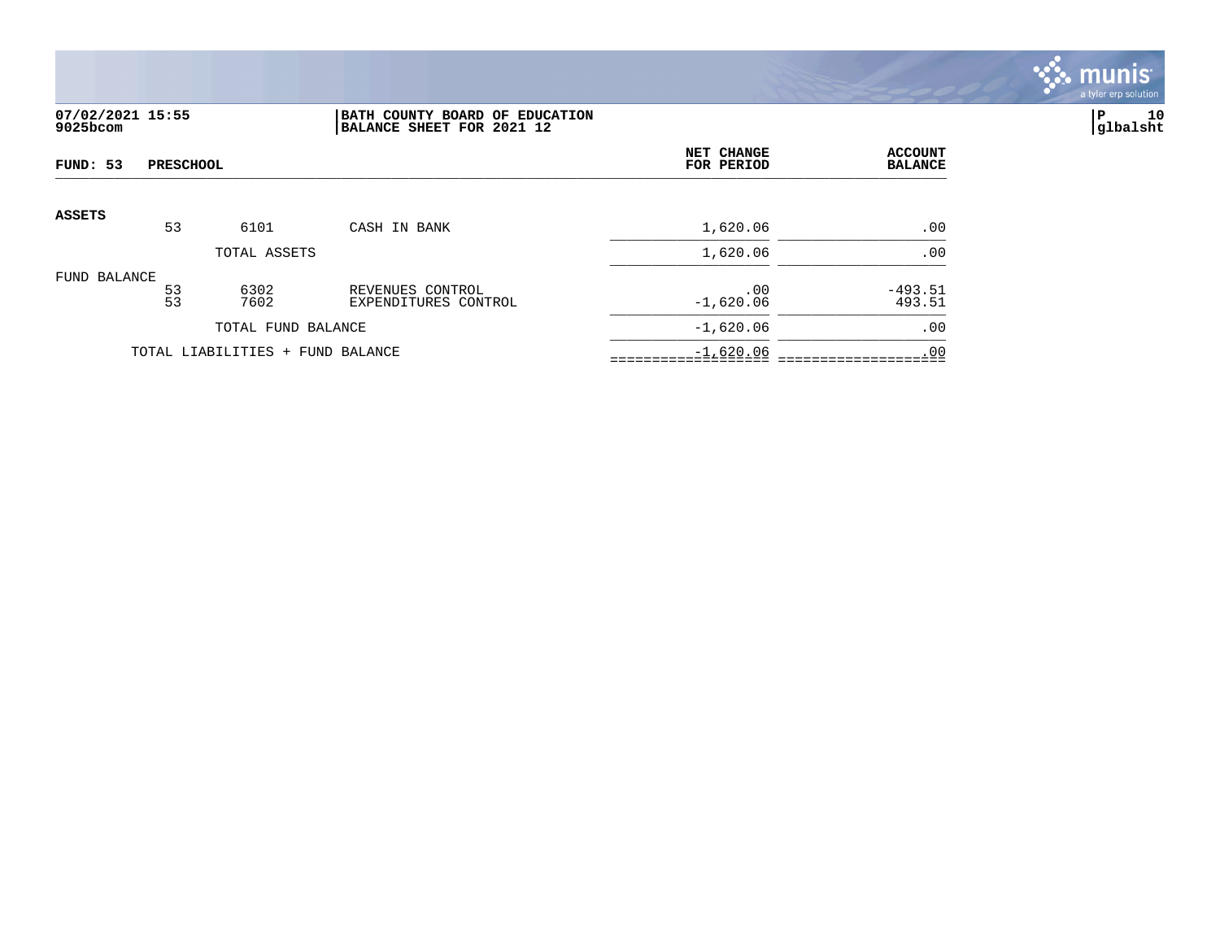**07/02/2021 15:55**
**9025bcom**

**BATH COUNTY BOARD OF EDUCATION**
**BALANCE SHEET FOR 2021 12**

**P 10**
**glbalsht**

| FUND: 53 PRESCHOOL | | | | NET CHANGE FOR PERIOD | ACCOUNT BALANCE |
|---|---|---|---|---|---|
| **ASSETS** | | | | | |
| | 53 | 6101 | CASH IN BANK | 1,620.06 | .00 |
| | | TOTAL ASSETS | | 1,620.06 | .00 |
| FUND BALANCE | | | | | |
| | 53 | 6302 | REVENUES CONTROL | .00 | -493.51 |
| | 53 | 7602 | EXPENDITURES CONTROL | -1,620.06 | 493.51 |
| | | TOTAL FUND BALANCE | | -1,620.06 | .00 |
| | TOTAL LIABILITIES + FUND BALANCE | | | -1,620.06 | .00 |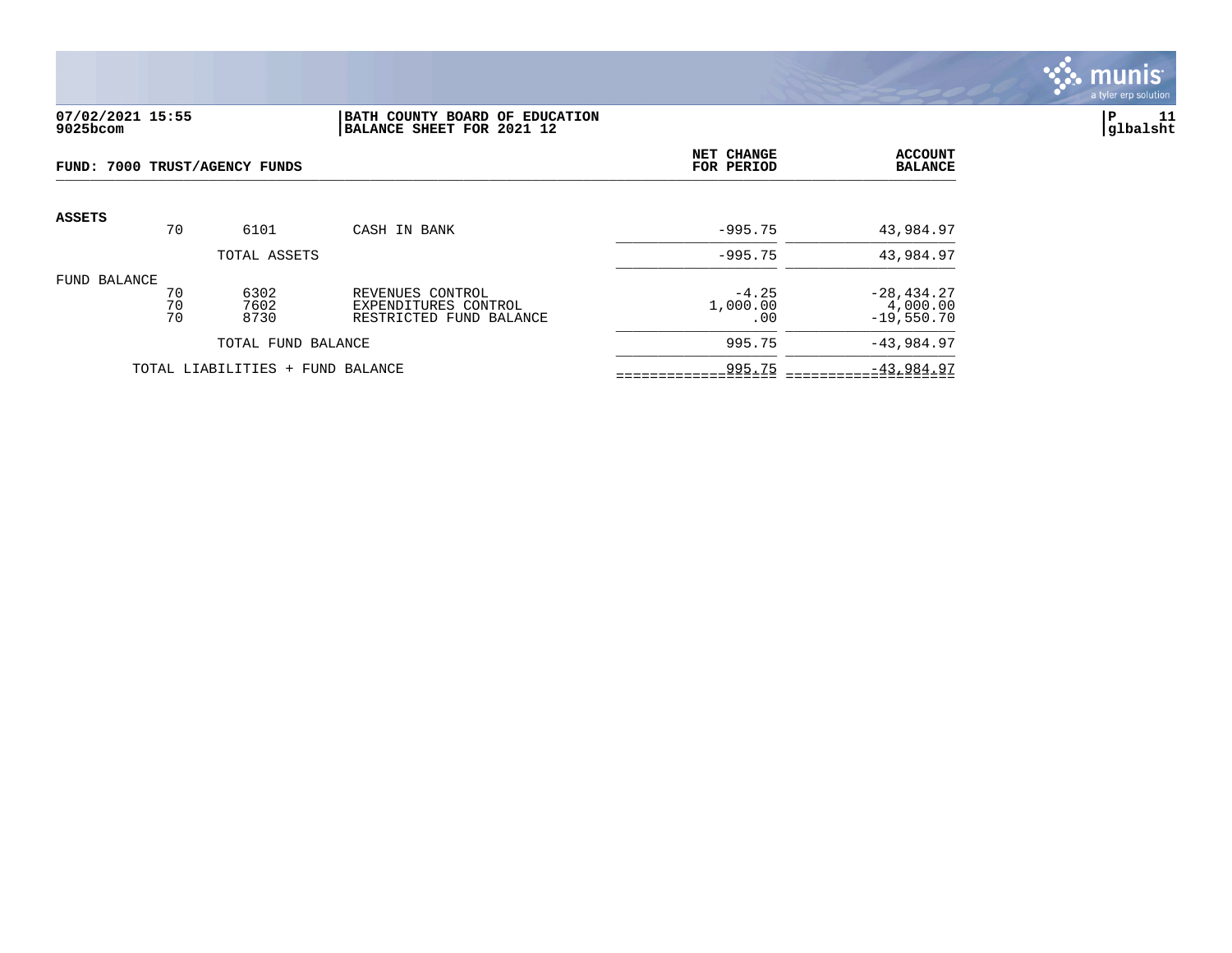**07/02/2021 15:55**
**9025bcom**

**BATH COUNTY BOARD OF EDUCATION**
**BALANCE SHEET FOR 2021 12**

**FUND: 7000 TRUST/AGENCY FUNDS**

| | | | | NET CHANGE FOR PERIOD | ACCOUNT BALANCE |
|---|---|---|---|---|---|
| **ASSETS** | | | | | |
| | 70 | 6101 | CASH IN BANK | -995.75 | 43,984.97 |
| | | TOTAL ASSETS | | -995.75 | 43,984.97 |
| FUND BALANCE | | | | | |
| | 70 | 6302 | REVENUES CONTROL | -4.25 | -28,434.27 |
| | 70 | 7602 | EXPENDITURES CONTROL | 1,000.00 | 4,000.00 |
| | 70 | 8730 | RESTRICTED FUND BALANCE | .00 | -19,550.70 |
| | | TOTAL FUND BALANCE | | 995.75 | -43,984.97 |
| | | TOTAL LIABILITIES + FUND BALANCE | | 995.75 | -43,984.97 |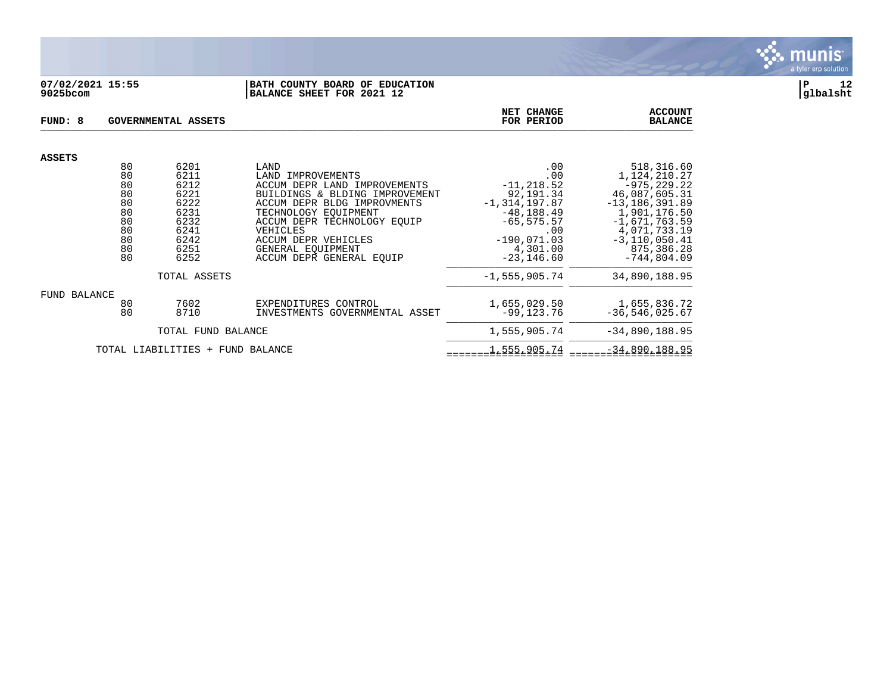**07/02/2021 15:55**
**9025bcom**

**BATH COUNTY BOARD OF EDUCATION**
**BALANCE SHEET FOR 2021 12**

**P 12**
**glbalsht**

| FUND: 8 | GOVERNMENTAL ASSETS | | | NET CHANGE FOR PERIOD | ACCOUNT BALANCE |
|---|---|---|---|---|---|
| **ASSETS** | | | | | |
| | 80 | 6201 | LAND | .00 | 518,316.60 |
| | 80 | 6211 | LAND IMPROVEMENTS | .00 | 1,124,210.27 |
| | 80 | 6212 | ACCUM DEPR LAND IMPROVEMENTS | -11,218.52 | -975,229.22 |
| | 80 | 6221 | BUILDINGS & BLDING IMPROVEMENT | 92,191.34 | 46,087,605.31 |
| | 80 | 6222 | ACCUM DEPR BLDG IMPROVMENTS | -1,314,197.87 | -13,186,391.89 |
| | 80 | 6231 | TECHNOLOGY EQUIPMENT | -48,188.49 | 1,901,176.50 |
| | 80 | 6232 | ACCUM DEPR TECHNOLOGY EQUIP | -65,575.57 | -1,671,763.59 |
| | 80 | 6241 | VEHICLES | .00 | 4,071,733.19 |
| | 80 | 6242 | ACCUM DEPR VEHICLES | -190,071.03 | -3,110,050.41 |
| | 80 | 6251 | GENERAL EQUIPMENT | 4,301.00 | 875,386.28 |
| | 80 | 6252 | ACCUM DEPR GENERAL EQUIP | -23,146.60 | -744,804.09 |
| | | TOTAL ASSETS | | -1,555,905.74 | 34,890,188.95 |
| FUND BALANCE | | | | | |
| | 80 | 7602 | EXPENDITURES CONTROL | 1,655,029.50 | 1,655,836.72 |
| | 80 | 8710 | INVESTMENTS GOVERNMENTAL ASSET | -99,123.76 | -36,546,025.67 |
| | | TOTAL FUND BALANCE | | 1,555,905.74 | -34,890,188.95 |
| | TOTAL LIABILITIES + FUND BALANCE | | | 1,555,905.74 | -34,890,188.95 |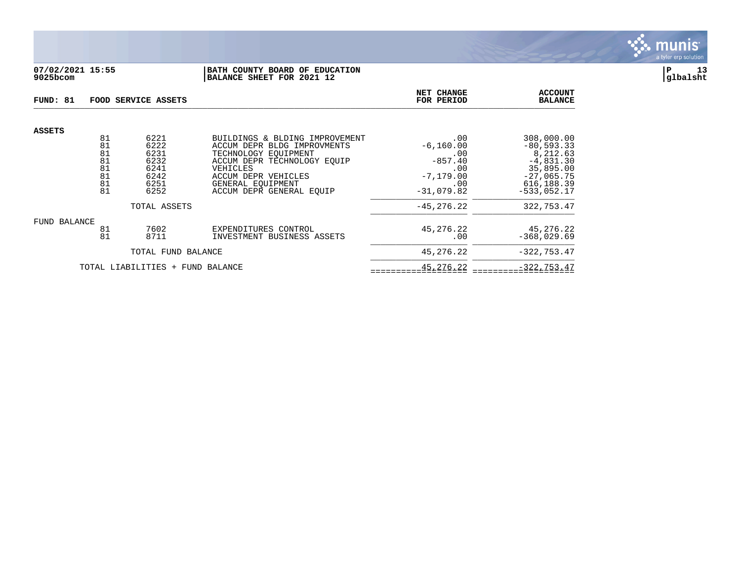**BATH COUNTY BOARD OF EDUCATION**
**BALANCE SHEET FOR 2021 12**

07/02/2021 15:55
9025bcom

P 13
glbalsht

**FUND: 81 FOOD SERVICE ASSETS**

| | Fund | Account | Description | NET CHANGE FOR PERIOD | ACCOUNT BALANCE |
|---|---|---|---|---|---|
| **ASSETS** | | | | | |
| | 81 | 6221 | BUILDINGS & BLDING IMPROVEMENT | .00 | 308,000.00 |
| | 81 | 6222 | ACCUM DEPR BLDG IMPROVMENTS | -6,160.00 | -80,593.33 |
| | 81 | 6231 | TECHNOLOGY EQUIPMENT | .00 | 8,212.63 |
| | 81 | 6232 | ACCUM DEPR TECHNOLOGY EQUIP | -857.40 | -4,831.30 |
| | 81 | 6241 | VEHICLES | .00 | 35,895.00 |
| | 81 | 6242 | ACCUM DEPR VEHICLES | -7,179.00 | -27,065.75 |
| | 81 | 6251 | GENERAL EQUIPMENT | .00 | 616,188.39 |
| | 81 | 6252 | ACCUM DEPR GENERAL EQUIP | -31,079.82 | -533,052.17 |
| | | TOTAL ASSETS | | -45,276.22 | 322,753.47 |
| FUND BALANCE | | | | | |
| | 81 | 7602 | EXPENDITURES CONTROL | 45,276.22 | 45,276.22 |
| | 81 | 8711 | INVESTMENT BUSINESS ASSETS | .00 | -368,029.69 |
| | | TOTAL FUND BALANCE | | 45,276.22 | -322,753.47 |
| | TOTAL LIABILITIES + FUND BALANCE | | | 45,276.22 | -322,753.47 |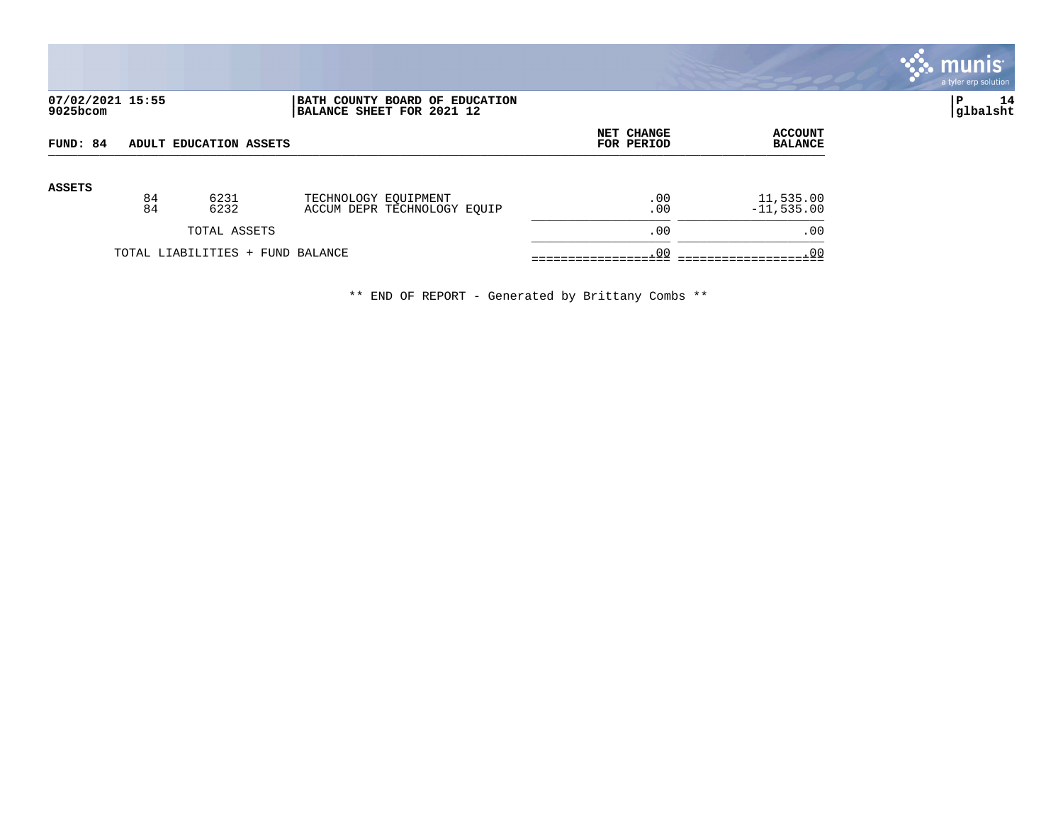07/02/2021 15:55
9025bcom

**BATH COUNTY BOARD OF EDUCATION**
**BALANCE SHEET FOR 2021 12**

P 14
glbalsht

| FUND: 84 | ADULT EDUCATION ASSETS | | | NET CHANGE FOR PERIOD | ACCOUNT BALANCE |
|---|---|---|---|---|---|
| **ASSETS** | | | | | |
| | 84 | 6231 | TECHNOLOGY EQUIPMENT | .00 | 11,535.00 |
| | 84 | 6232 | ACCUM DEPR TECHNOLOGY EQUIP | .00 | -11,535.00 |
| | | TOTAL ASSETS | | .00 | .00 |
| | TOTAL LIABILITIES + FUND BALANCE | | | .00 | .00 |

** END OF REPORT - Generated by Brittany Combs **